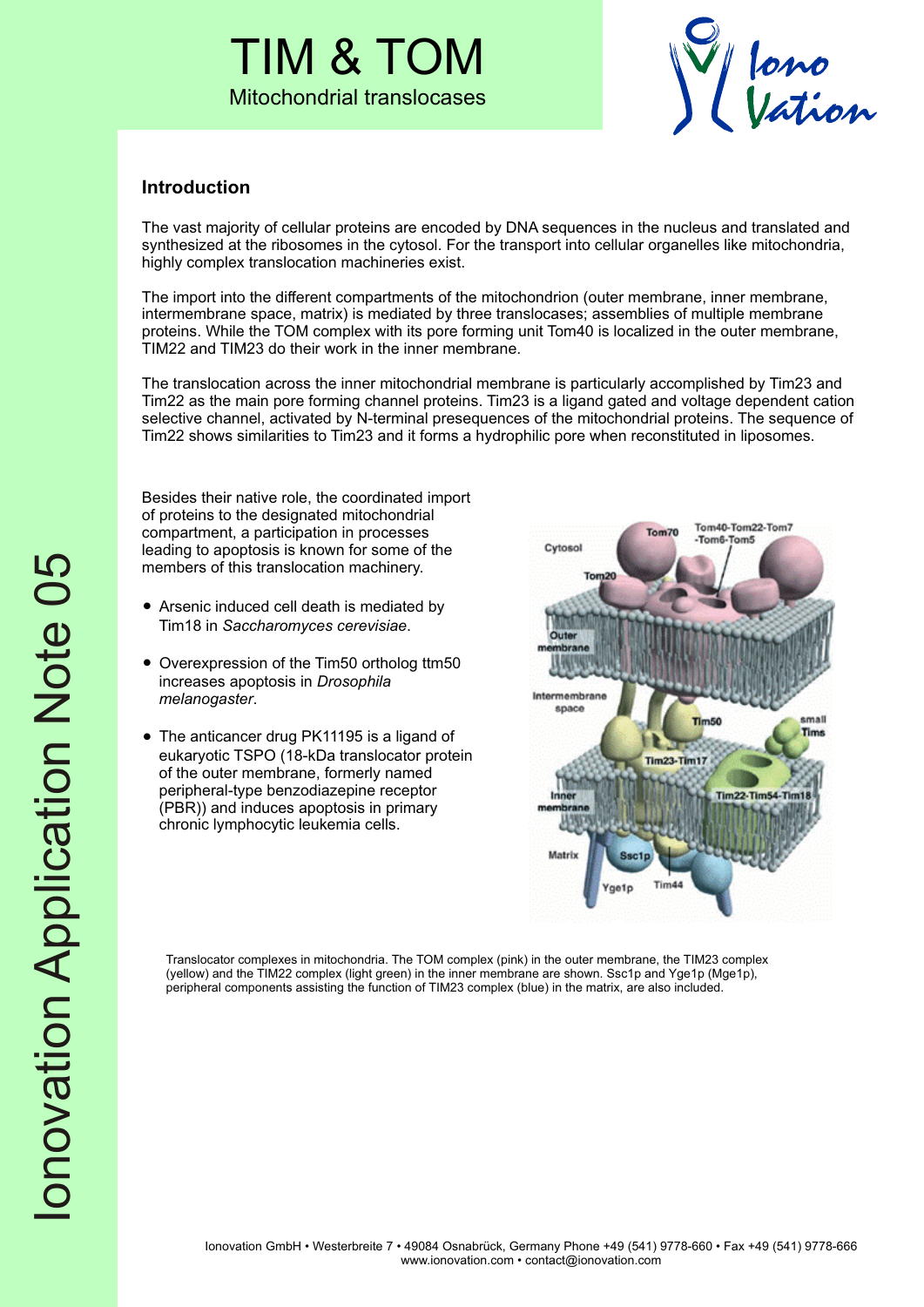# TIM & TOM

## Mitochondrial translocases

### Introduction

The vast majority of cellular proteins are encoded by DNA sequences in the nucleus and translated and synthesized at the ribosomes in the cytosol. For the transport into cellular organelles like mitochondria, highly complex translocation machineries exist.

The import into the different compartments of the mitochondrion (outer membrane, inner membrane, intermembrane space, matrix) is mediated by three translocases; assemblies of multiple membrane proteins. While the TOM complex with its pore forming unit Tom40 is localized in the outer membrane, TIM22 and TIM23 do their work in the inner membrane.

The translocation across the inner mitochondrial membrane is particularly accomplished by Tim23 and Tim22 as the main pore forming channel proteins. Tim23 is a ligand gated and voltage dependent cation selective channel, activated by N-terminal presequences of the mitochondrial proteins. The sequence of Tim22 shows similarities to Tim23 and it forms a hydrophilic pore when reconstituted in liposomes.

Besides their native role, the coordinated import of proteins to the designated mitochondrial compartment, a participation in processes leading to apoptosis is known for some of the members of this translocation machinery.

- Arsenic induced cell death is mediated by Tim18 in *Saccharomyces cerevisiae*.
- Overexpression of the Tim50 ortholog ttm50 increases apoptosis in *Drosophila melanogaster*.
- The anticancer drug PK11195 is a ligand of eukaryotic TSPO (18-kDa translocator protein of the outer membrane, formerly named peripheral-type benzodiazepine receptor (PBR)) and induces apoptosis in primary chronic lymphocytic leukemia cells.

Translocator complexes in mitochondria. The TOM complex (pink) in the outer membrane, the TIM23 complex (yellow) and the TIM22 complex (light green) in the inner membrane are shown. Ssc1p and Yge1p (Mge1p), peripheral components assisting the function of TIM23 complex (blue) in the matrix, are also included.

Ionovation GmbH • Westerbreite 7 • 49084 Osnabrück, Germany Phone +49 (541) 9778-660 • Fax +49 (541) 9778-666
www.ionovation.com • contact@ionovation.com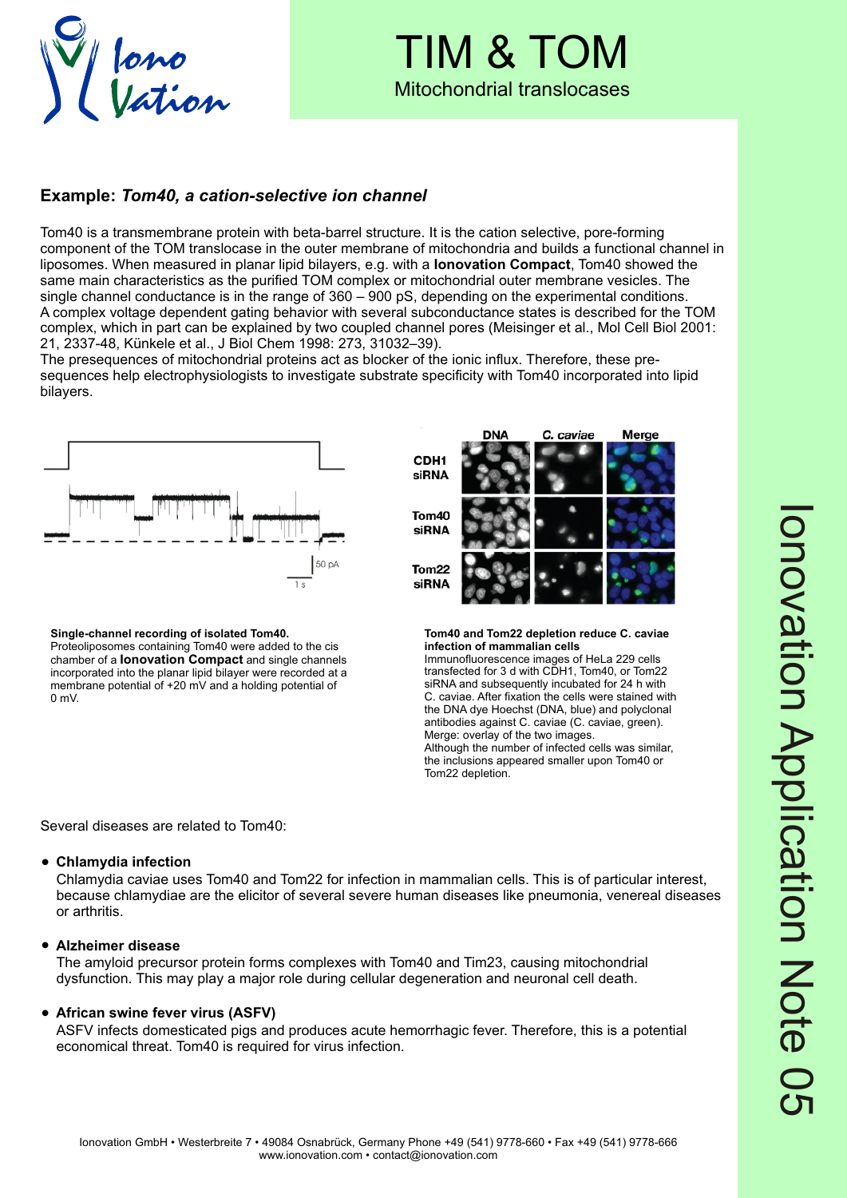# TIM & TOM

Mitochondrial translocases

## Example: *Tom40, a cation-selective ion channel*

Tom40 is a transmembrane protein with beta-barrel structure. It is the cation selective, pore-forming component of the TOM translocase in the outer membrane of mitochondria and builds a functional channel in liposomes. When measured in planar lipid bilayers, e.g. with a **Ionovation Compact**, Tom40 showed the same main characteristics as the purified TOM complex or mitochondrial outer membrane vesicles. The single channel conductance is in the range of 360 – 900 pS, depending on the experimental conditions. A complex voltage dependent gating behavior with several subconductance states is described for the TOM complex, which in part can be explained by two coupled channel pores (Meisinger et al., Mol Cell Biol 2001: 21, 2337-48, Künkele et al., J Biol Chem 1998: 273, 31032–39).

The presequences of mitochondrial proteins act as blocker of the ionic influx. Therefore, these presequences help electrophysiologists to investigate substrate specificity with Tom40 incorporated into lipid bilayers.

50 pA

1 s

**Single-channel recording of isolated Tom40.**
Proteoliposomes containing Tom40 were added to the cis chamber of a **Ionovation Compact** and single channels incorporated into the planar lipid bilayer were recorded at a membrane potential of +20 mV and a holding potential of 0 mV.

DNA | *C. caviae* | Merge

CDH1 siRNA

Tom40 siRNA

Tom22 siRNA

**Tom40 and Tom22 depletion reduce C. caviae infection of mammalian cells**
Immunofluorescence images of HeLa 229 cells transfected for 3 d with CDH1, Tom40, or Tom22 siRNA and subsequently incubated for 24 h with C. caviae. After fixation the cells were stained with the DNA dye Hoechst (DNA, blue) and polyclonal antibodies against C. caviae (C. caviae, green). Merge: overlay of the two images.
Although the number of infected cells was similar, the inclusions appeared smaller upon Tom40 or Tom22 depletion.

Several diseases are related to Tom40:

- **Chlamydia infection**
  Chlamydia caviae uses Tom40 and Tom22 for infection in mammalian cells. This is of particular interest, because chlamydiae are the elicitor of several severe human diseases like pneumonia, venereal diseases or arthritis.

- **Alzheimer disease**
  The amyloid precursor protein forms complexes with Tom40 and Tim23, causing mitochondrial dysfunction. This may play a major role during cellular degeneration and neuronal cell death.

- **African swine fever virus (ASFV)**
  ASFV infects domesticated pigs and produces acute hemorrhagic fever. Therefore, this is a potential economical threat. Tom40 is required for virus infection.

Ionovation Application Note 05

Ionovation GmbH • Westerbreite 7 • 49084 Osnabrück, Germany Phone +49 (541) 9778-660 • Fax +49 (541) 9778-666
www.ionovation.com • contact@ionovation.com